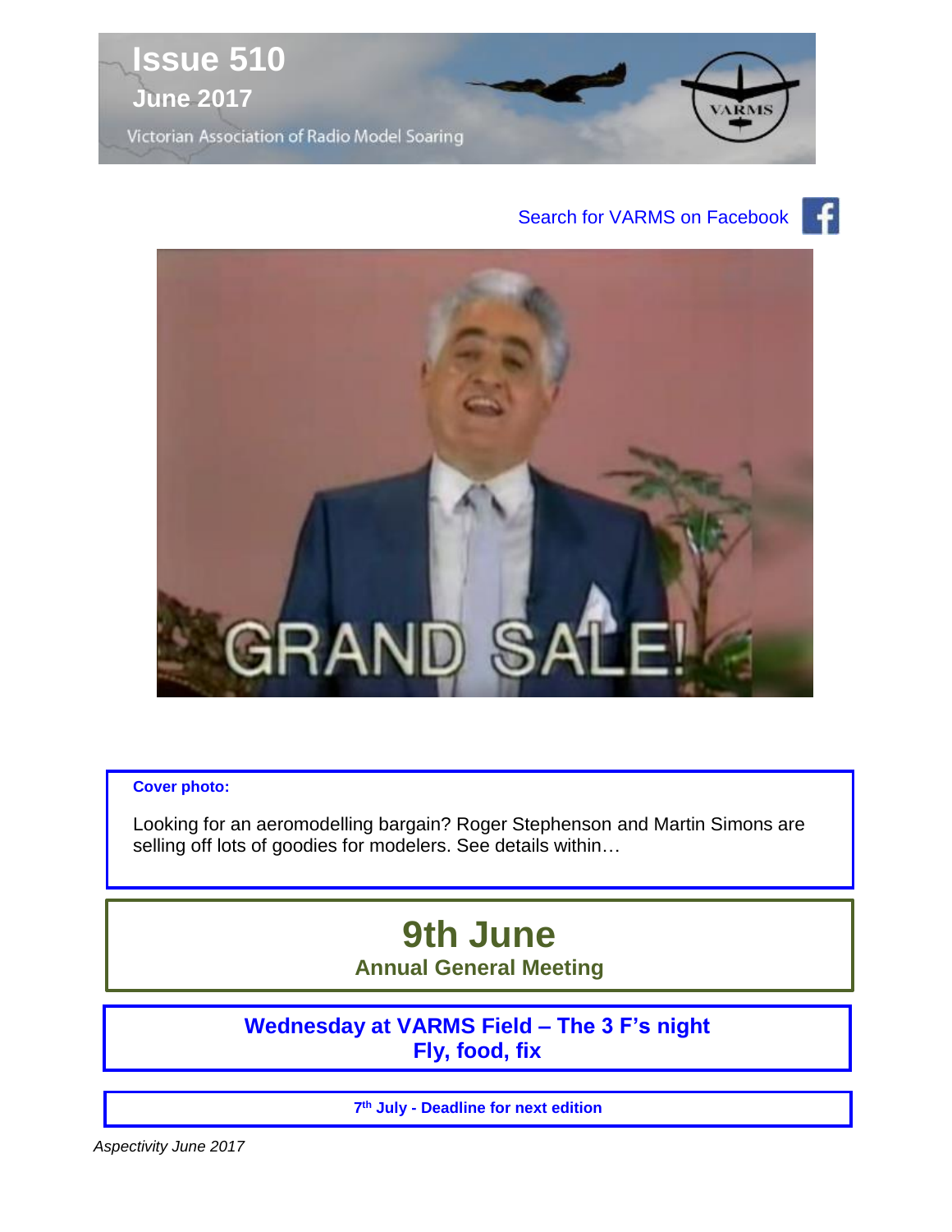# Issue 510

## June 2017

Victorian Association of Radio Model Soaring

Search for VARMS on Facebook

**Cover photo:**

Looking for an aeromodelling bargain? Roger Stephenson and Martin Simons are selling off lots of goodies for modelers. See details within…

## 9th June

**Annual General Meeting**

**Wednesday at VARMS Field – The 3 F's night**
**Fly, food, fix**

**7th July - Deadline for next edition**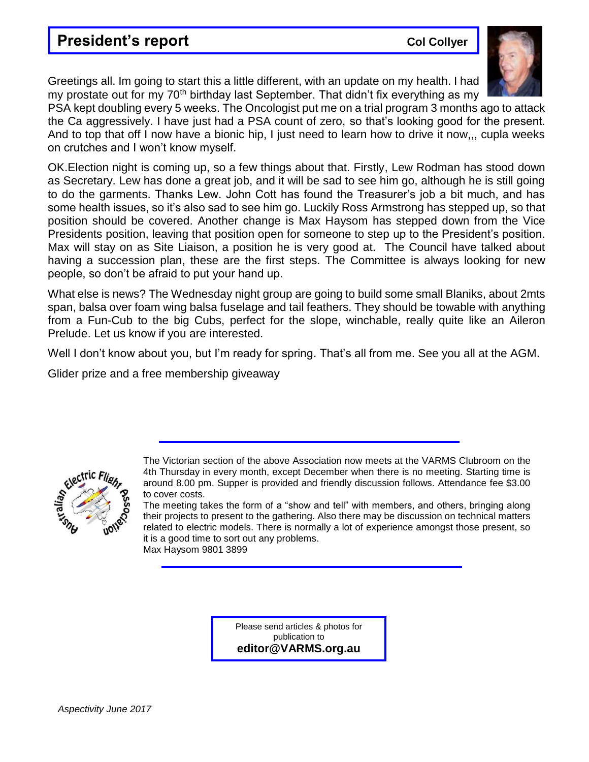## President's report

**Col Collyer**

Greetings all. Im going to start this a little different, with an update on my health. I had my prostate out for my 70th birthday last September. That didn't fix everything as my PSA kept doubling every 5 weeks. The Oncologist put me on a trial program 3 months ago to attack the Ca aggressively. I have just had a PSA count of zero, so that's looking good for the present. And to top that off I now have a bionic hip, I just need to learn how to drive it now,,, cupla weeks on crutches and I won't know myself.

OK.Election night is coming up, so a few things about that. Firstly, Lew Rodman has stood down as Secretary. Lew has done a great job, and it will be sad to see him go, although he is still going to do the garments. Thanks Lew. John Cott has found the Treasurer's job a bit much, and has some health issues, so it's also sad to see him go. Luckily Ross Armstrong has stepped up, so that position should be covered. Another change is Max Haysom has stepped down from the Vice Presidents position, leaving that position open for someone to step up to the President's position. Max will stay on as Site Liaison, a position he is very good at. The Council have talked about having a succession plan, these are the first steps. The Committee is always looking for new people, so don't be afraid to put your hand up.

What else is news? The Wednesday night group are going to build some small Blaniks, about 2mts span, balsa over foam wing balsa fuselage and tail feathers. They should be towable with anything from a Fun-Cub to the big Cubs, perfect for the slope, winchable, really quite like an Aileron Prelude. Let us know if you are interested.

Well I don't know about you, but I'm ready for spring. That's all from me. See you all at the AGM.

Glider prize and a free membership giveaway

---

Australian Electric Flight Association

The Victorian section of the above Association now meets at the VARMS Clubroom on the 4th Thursday in every month, except December when there is no meeting. Starting time is around 8.00 pm. Supper is provided and friendly discussion follows. Attendance fee $3.00 to cover costs.

The meeting takes the form of a "show and tell" with members, and others, bringing along their projects to present to the gathering. Also there may be discussion on technical matters related to electric models. There is normally a lot of experience amongst those present, so it is a good time to sort out any problems.

Max Haysom 9801 3899

---

Please send articles & photos for publication to

**editor@VARMS.org.au**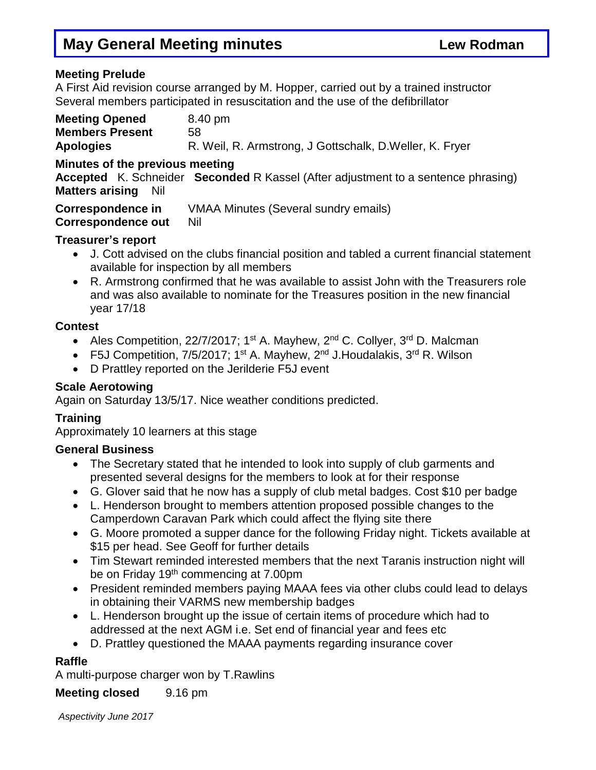# May General Meeting minutes — Lew Rodman

**Meeting Prelude**
A First Aid revision course arranged by M. Hopper, carried out by a trained instructor
Several members participated in resuscitation and the use of the defibrillator

**Meeting Opened** 8.40 pm
**Members Present** 58
**Apologies** R. Weil, R. Armstrong, J Gottschalk, D.Weller, K. Fryer

**Minutes of the previous meeting**
**Accepted** K. Schneider **Seconded** R Kassel (After adjustment to a sentence phrasing)
**Matters arising** Nil

**Correspondence in** VMAA Minutes (Several sundry emails)
**Correspondence out** Nil

**Treasurer's report**

- J. Cott advised on the clubs financial position and tabled a current financial statement available for inspection by all members
- R. Armstrong confirmed that he was available to assist John with the Treasurers role and was also available to nominate for the Treasures position in the new financial year 17/18

**Contest**

- Ales Competition, 22/7/2017; 1st A. Mayhew, 2nd C. Collyer, 3rd D. Malcman
- F5J Competition, 7/5/2017; 1st A. Mayhew, 2nd J.Houdalakis, 3rd R. Wilson
- D Prattley reported on the Jerilderie F5J event

**Scale Aerotowing**
Again on Saturday 13/5/17. Nice weather conditions predicted.

**Training**
Approximately 10 learners at this stage

**General Business**

- The Secretary stated that he intended to look into supply of club garments and presented several designs for the members to look at for their response
- G. Glover said that he now has a supply of club metal badges. Cost $10 per badge
- L. Henderson brought to members attention proposed possible changes to the Camperdown Caravan Park which could affect the flying site there
- G. Moore promoted a supper dance for the following Friday night. Tickets available at $15 per head. See Geoff for further details
- Tim Stewart reminded interested members that the next Taranis instruction night will be on Friday 19th commencing at 7.00pm
- President reminded members paying MAAA fees via other clubs could lead to delays in obtaining their VARMS new membership badges
- L. Henderson brought up the issue of certain items of procedure which had to addressed at the next AGM i.e. Set end of financial year and fees etc
- D. Prattley questioned the MAAA payments regarding insurance cover

**Raffle**
A multi-purpose charger won by T.Rawlins

**Meeting closed** 9.16 pm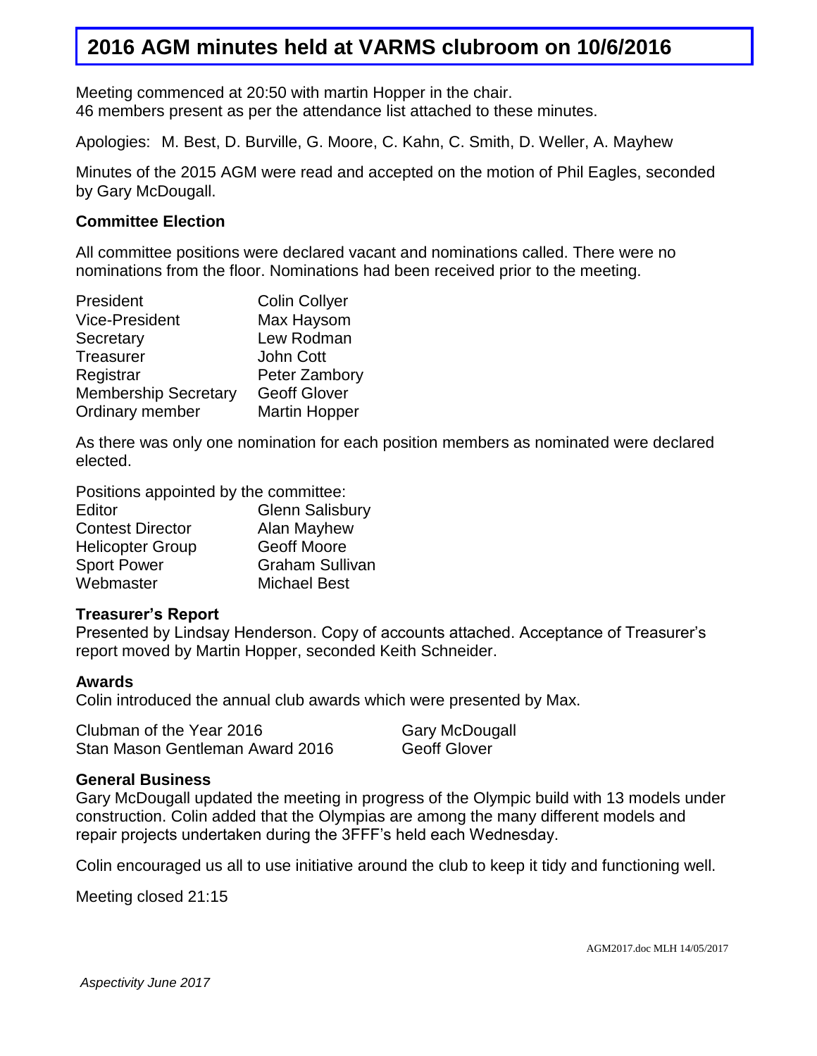# 2016 AGM minutes held at VARMS clubroom on 10/6/2016

Meeting commenced at 20:50 with martin Hopper in the chair.
46 members present as per the attendance list attached to these minutes.

Apologies: M. Best, D. Burville, G. Moore, C. Kahn, C. Smith, D. Weller, A. Mayhew

Minutes of the 2015 AGM were read and accepted on the motion of Phil Eagles, seconded by Gary McDougall.

### Committee Election

All committee positions were declared vacant and nominations called. There were no nominations from the floor. Nominations had been received prior to the meeting.

| | |
|---|---|
| President | Colin Collyer |
| Vice-President | Max Haysom |
| Secretary | Lew Rodman |
| Treasurer | John Cott |
| Registrar | Peter Zambory |
| Membership Secretary | Geoff Glover |
| Ordinary member | Martin Hopper |

As there was only one nomination for each position members as nominated were declared elected.

Positions appointed by the committee:

| | |
|---|---|
| Editor | Glenn Salisbury |
| Contest Director | Alan Mayhew |
| Helicopter Group | Geoff Moore |
| Sport Power | Graham Sullivan |
| Webmaster | Michael Best |

### Treasurer's Report

Presented by Lindsay Henderson. Copy of accounts attached. Acceptance of Treasurer's report moved by Martin Hopper, seconded Keith Schneider.

### Awards

Colin introduced the annual club awards which were presented by Max.

| | |
|---|---|
| Clubman of the Year 2016 | Gary McDougall |
| Stan Mason Gentleman Award 2016 | Geoff Glover |

### General Business

Gary McDougall updated the meeting in progress of the Olympic build with 13 models under construction. Colin added that the Olympias are among the many different models and repair projects undertaken during the 3FFF's held each Wednesday.

Colin encouraged us all to use initiative around the club to keep it tidy and functioning well.

Meeting closed 21:15

AGM2017.doc MLH 14/05/2017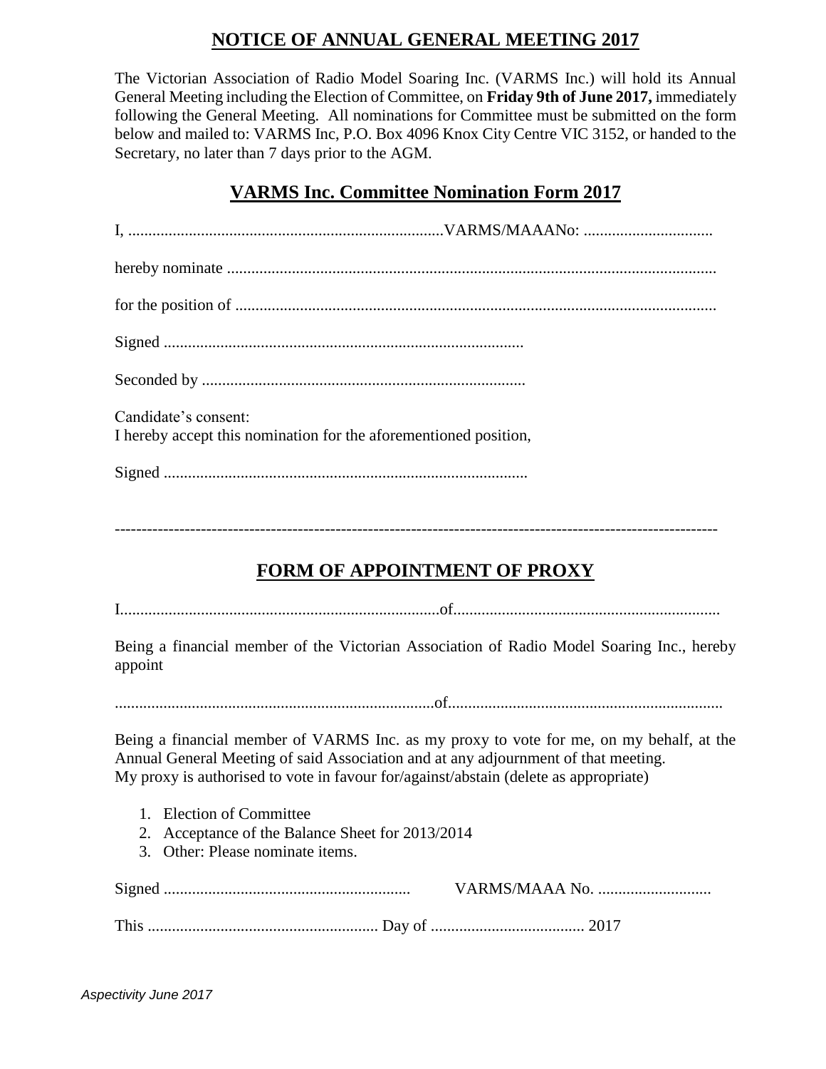# NOTICE OF ANNUAL GENERAL MEETING 2017

The Victorian Association of Radio Model Soaring Inc. (VARMS Inc.) will hold its Annual General Meeting including the Election of Committee, on **Friday 9th of June 2017,** immediately following the General Meeting. All nominations for Committee must be submitted on the form below and mailed to: VARMS Inc, P.O. Box 4096 Knox City Centre VIC 3152, or handed to the Secretary, no later than 7 days prior to the AGM.

## VARMS Inc. Committee Nomination Form 2017

I, ..............................................................................VARMS/MAAANo: ................................

hereby nominate ........................................................................................................................

for the position of .......................................................................................................................

Signed .........................................................................................

Seconded by ................................................................................

Candidate's consent:
I hereby accept this nomination for the aforementioned position,

Signed ..........................................................................................

------------------------------------------------------------------------------------------------------------

## FORM OF APPOINTMENT OF PROXY

I..............................................................................of..................................................................

Being a financial member of the Victorian Association of Radio Model Soaring Inc., hereby appoint

...............................................................................of....................................................................

Being a financial member of VARMS Inc. as my proxy to vote for me, on my behalf, at the Annual General Meeting of said Association and at any adjournment of that meeting.
My proxy is authorised to vote in favour for/against/abstain (delete as appropriate)

1. Election of Committee
2. Acceptance of the Balance Sheet for 2013/2014
3. Other: Please nominate items.

Signed ............................................................ VARMS/MAAA No. ............................

This ......................................................... Day of ...................................... 2017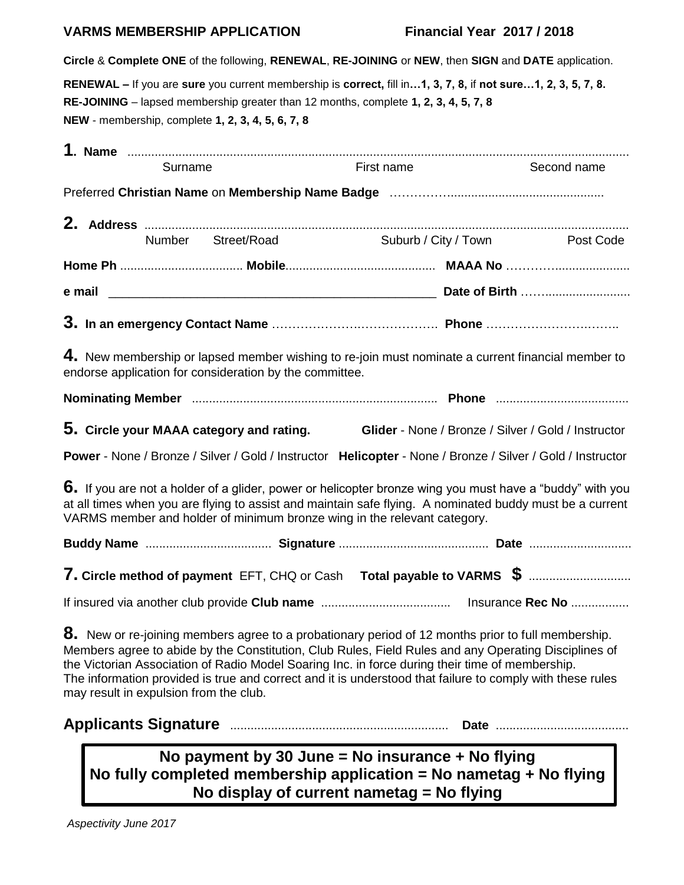**VARMS MEMBERSHIP APPLICATION** **Financial Year 2017 / 2018**

**Circle** & **Complete ONE** of the following, **RENEWAL**, **RE-JOINING** or **NEW**, then **SIGN** and **DATE** application.

**RENEWAL –** If you are **sure** you current membership is **correct,** fill in**…1, 3, 7, 8,** if **not sure…1, 2, 3, 5, 7, 8.**
**RE-JOINING** – lapsed membership greater than 12 months, complete **1, 2, 3, 4, 5, 7, 8**
**NEW** - membership, complete **1, 2, 3, 4, 5, 6, 7, 8**

**1**. **Name** ..................................................................................................................................................
Surname First name Second name

Preferred **Christian Name** on **Membership Name Badge** ……………..............................................

**2. Address** ...............................................................................................................................................
Number Street/Road Suburb / City / Town Post Code

**Home Ph** ................................... **Mobile**........................................... **MAAA No** ……………....................

**e mail** ________________________________________________ **Date of Birth** ……........................

**3. In an emergency Contact Name** …………………..………………. **Phone** ………………………..…….

**4.** New membership or lapsed member wishing to re-join must nominate a current financial member to endorse application for consideration by the committee.

**Nominating Member** ....................................................................... **Phone** ......................................

**5. Circle your MAAA category and rating.** **Glider** - None / Bronze / Silver / Gold / Instructor

**Power** - None / Bronze / Silver / Gold / Instructor **Helicopter** - None / Bronze / Silver / Gold / Instructor

**6.** If you are not a holder of a glider, power or helicopter bronze wing you must have a "buddy" with you at all times when you are flying to assist and maintain safe flying. A nominated buddy must be a current VARMS member and holder of minimum bronze wing in the relevant category.

**Buddy Name** .................................... **Signature** ........................................... **Date** .............................

**7. Circle method of payment** EFT, CHQ or Cash **Total payable to VARMS $** .............................

If insured via another club provide **Club name** ...................................... Insurance **Rec No** .................

**8.** New or re-joining members agree to a probationary period of 12 months prior to full membership. Members agree to abide by the Constitution, Club Rules, Field Rules and any Operating Disciplines of the Victorian Association of Radio Model Soaring Inc. in force during their time of membership. The information provided is true and correct and it is understood that failure to comply with these rules may result in expulsion from the club.

**Applicants Signature** ............................................................... **Date** ......................................

**No payment by 30 June = No insurance + No flying**
**No fully completed membership application = No nametag + No flying**
**No display of current nametag = No flying**

*Aspectivity June 2017*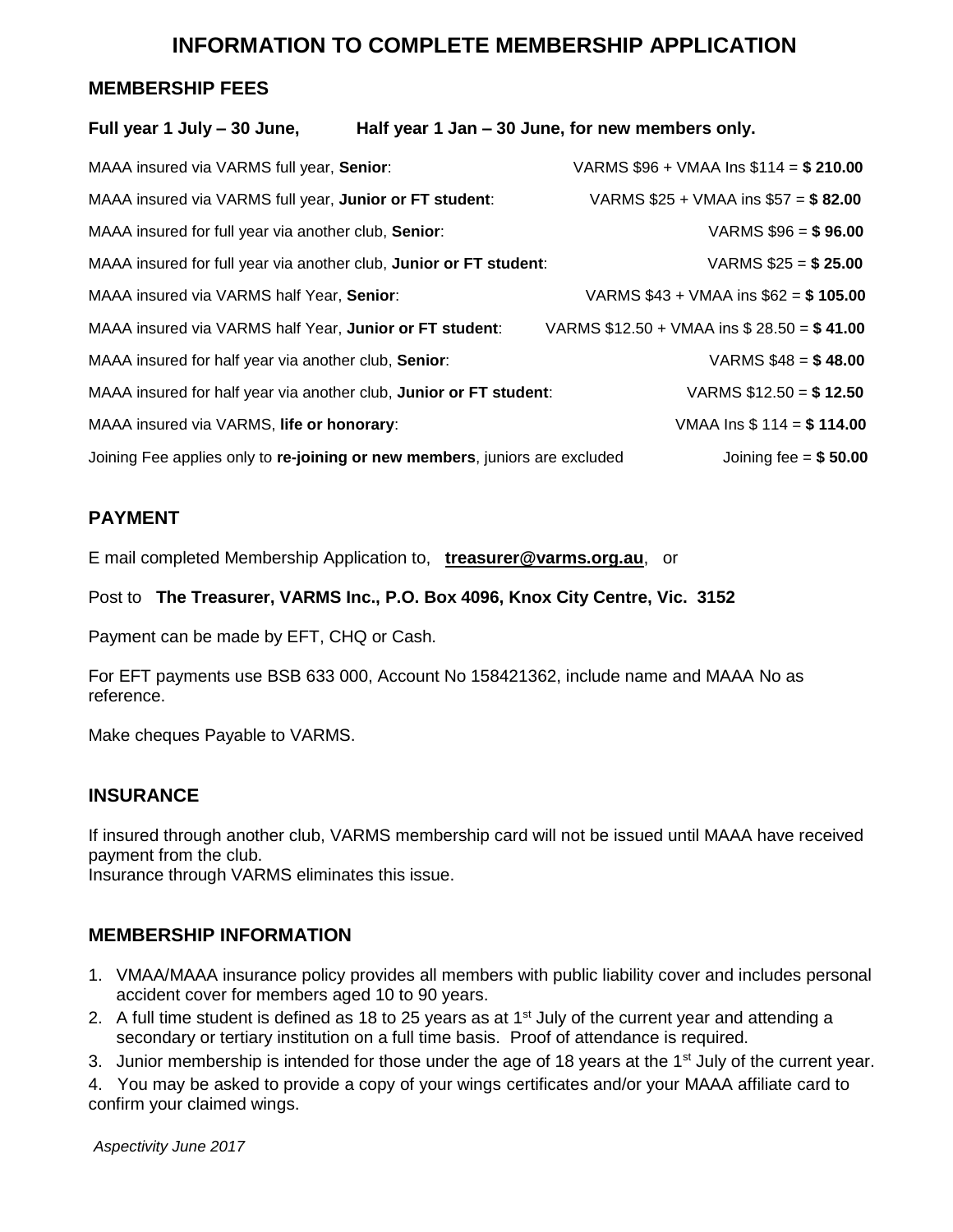# INFORMATION TO COMPLETE MEMBERSHIP APPLICATION

## MEMBERSHIP FEES

**Full year 1 July – 30 June, Half year 1 Jan – 30 June, for new members only.**

| | |
|---|---|
| MAAA insured via VARMS full year, **Senior**: | VARMS $96 + VMAA Ins $114 = **$ 210.00** |
| MAAA insured via VARMS full year, **Junior or FT student**: | VARMS $25 + VMAA ins $57 = **$ 82.00** |
| MAAA insured for full year via another club, **Senior**: | VARMS $96 = **$ 96.00** |
| MAAA insured for full year via another club, **Junior or FT student**: | VARMS $25 = **$ 25.00** |
| MAAA insured via VARMS half Year, **Senior**: | VARMS $43 + VMAA ins $62 = **$ 105.00** |
| MAAA insured via VARMS half Year, **Junior or FT student**: | VARMS $12.50 + VMAA ins $ 28.50 = **$ 41.00** |
| MAAA insured for half year via another club, **Senior**: | VARMS $48 = **$ 48.00** |
| MAAA insured for half year via another club, **Junior or FT student**: | VARMS $12.50 = **$ 12.50** |
| MAAA insured via VARMS, **life or honorary**: | VMAA Ins $ 114 = **$ 114.00** |
| Joining Fee applies only to **re-joining or new members**, juniors are excluded | Joining fee = **$ 50.00** |

## PAYMENT

E mail completed Membership Application to, **treasurer@varms.org.au**, or

Post to **The Treasurer, VARMS Inc., P.O. Box 4096, Knox City Centre, Vic. 3152**

Payment can be made by EFT, CHQ or Cash.

For EFT payments use BSB 633 000, Account No 158421362, include name and MAAA No as reference.

Make cheques Payable to VARMS.

## INSURANCE

If insured through another club, VARMS membership card will not be issued until MAAA have received payment from the club.
Insurance through VARMS eliminates this issue.

## MEMBERSHIP INFORMATION

1. VMAA/MAAA insurance policy provides all members with public liability cover and includes personal accident cover for members aged 10 to 90 years.
2. A full time student is defined as 18 to 25 years as at 1st July of the current year and attending a secondary or tertiary institution on a full time basis. Proof of attendance is required.
3. Junior membership is intended for those under the age of 18 years at the 1st July of the current year.
4. You may be asked to provide a copy of your wings certificates and/or your MAAA affiliate card to confirm your claimed wings.

*Aspectivity June 2017*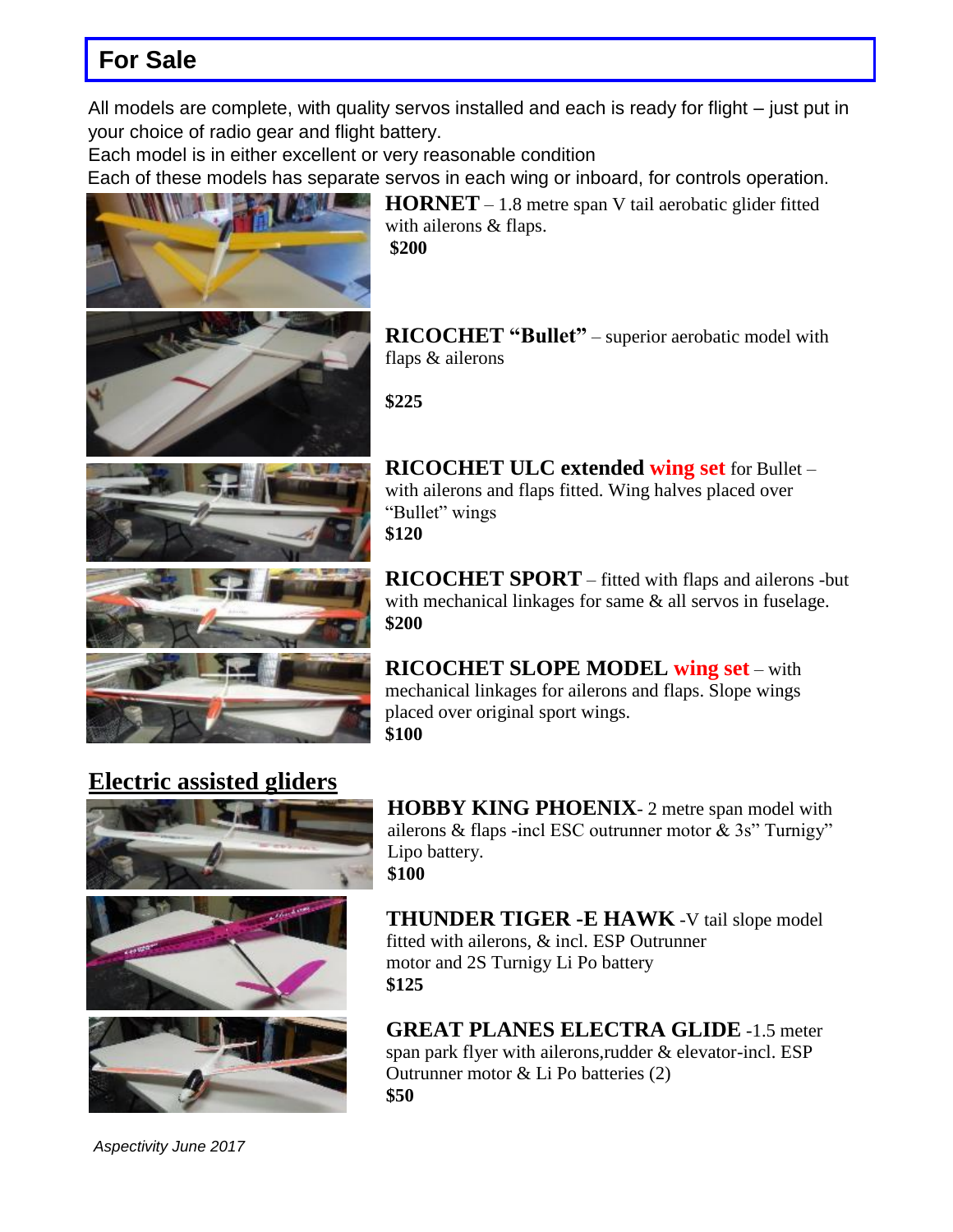## For Sale

All models are complete, with quality servos installed and each is ready for flight – just put in your choice of radio gear and flight battery.
Each model is in either excellent or very reasonable condition
Each of these models has separate servos in each wing or inboard, for controls operation.

**HORNET** – 1.8 metre span V tail aerobatic glider fitted with ailerons & flaps.
**$200**

**RICOCHET "Bullet"** – superior aerobatic model with flaps & ailerons

**$225**

**RICOCHET ULC extended wing set** for Bullet – with ailerons and flaps fitted. Wing halves placed over "Bullet" wings
**$120**

**RICOCHET SPORT** – fitted with flaps and ailerons -but with mechanical linkages for same & all servos in fuselage.
**$200**

**RICOCHET SLOPE MODEL wing set** – with mechanical linkages for ailerons and flaps. Slope wings placed over original sport wings.
**$100**

## Electric assisted gliders

**HOBBY KING PHOENIX**- 2 metre span model with ailerons & flaps -incl ESC outrunner motor & 3s" Turnigy" Lipo battery.
**$100**

**THUNDER TIGER -E HAWK** -V tail slope model fitted with ailerons, & incl. ESP Outrunner motor and 2S Turnigy Li Po battery
**$125**

**GREAT PLANES ELECTRA GLIDE** -1.5 meter span park flyer with ailerons,rudder & elevator-incl. ESP Outrunner motor & Li Po batteries (2)
**$50**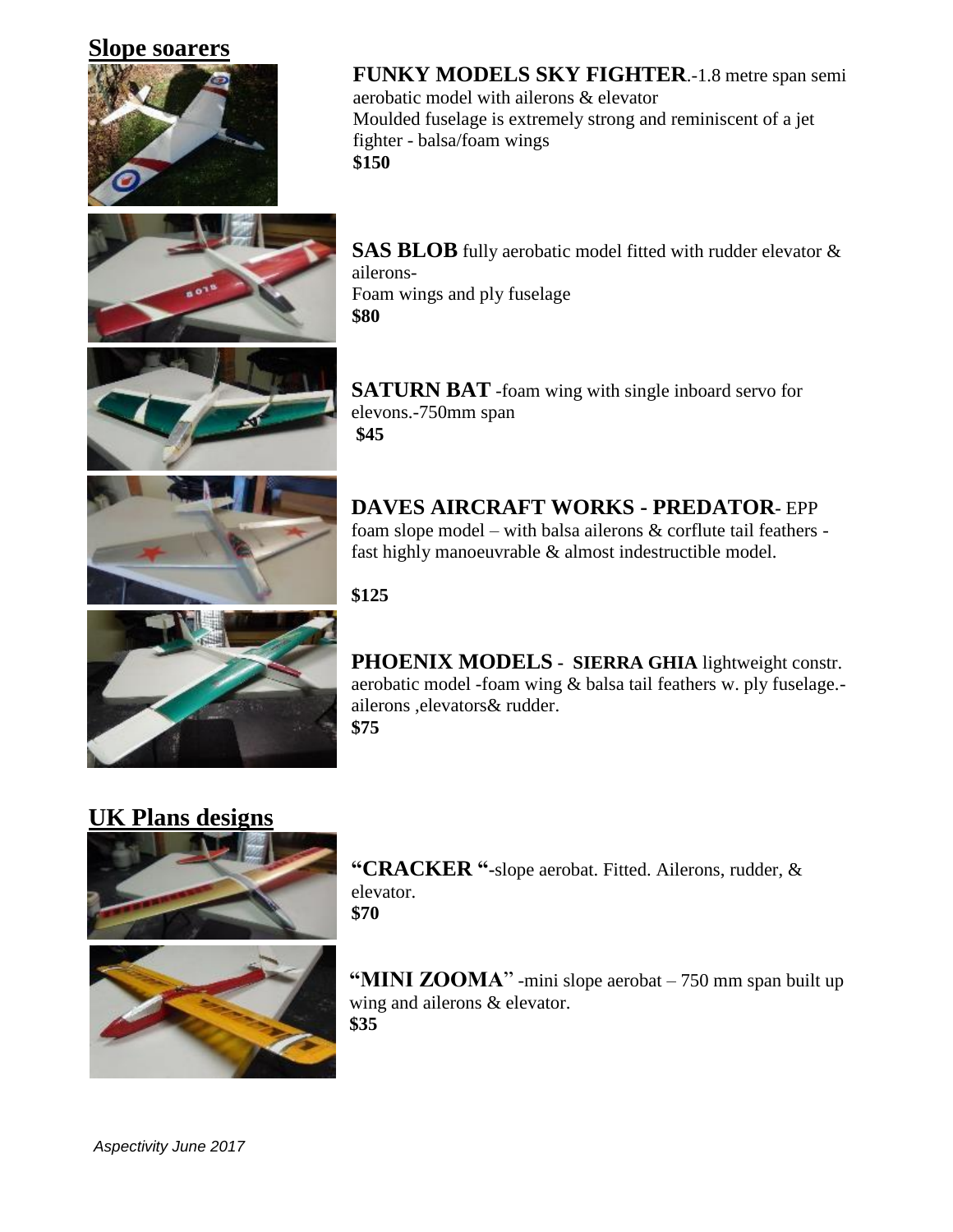## Slope soarers

**FUNKY MODELS SKY FIGHTER**.-1.8 metre span semi aerobatic model with ailerons & elevator
Moulded fuselage is extremely strong and reminiscent of a jet fighter - balsa/foam wings
**$150**

**SAS BLOB** fully aerobatic model fitted with rudder elevator & ailerons-
Foam wings and ply fuselage
**$80**

**SATURN BAT** -foam wing with single inboard servo for elevons.-750mm span
**$45**

**DAVES AIRCRAFT WORKS - PREDATOR**- EPP foam slope model – with balsa ailerons & corflute tail feathers - fast highly manoeuvrable & almost indestructible model.

**$125**

**PHOENIX MODELS - SIERRA GHIA** lightweight constr. aerobatic model -foam wing & balsa tail feathers w. ply fuselage.-ailerons ,elevators& rudder.
**$75**

## UK Plans designs

**"CRACKER "**-slope aerobat. Fitted. Ailerons, rudder, & elevator.
**$70**

**"MINI ZOOMA"** -mini slope aerobat – 750 mm span built up wing and ailerons & elevator.
**$35**

*Aspectivity June 2017*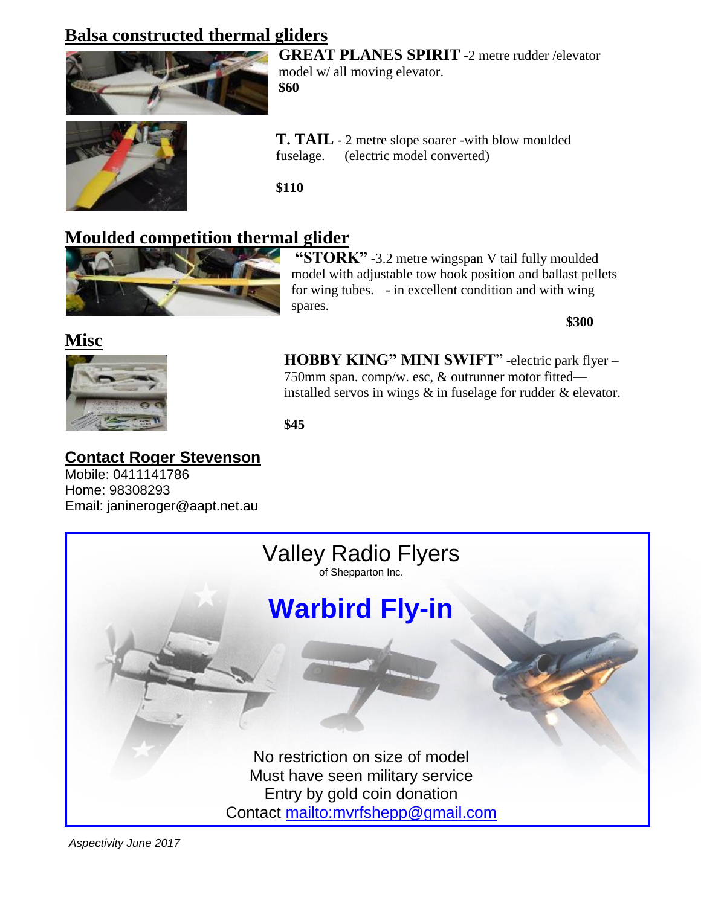## Balsa constructed thermal gliders

**GREAT PLANES SPIRIT** -2 metre rudder /elevator model w/ all moving elevator.
**$60**

**T. TAIL** - 2 metre slope soarer -with blow moulded fuselage. (electric model converted)

**$110**

## Moulded competition thermal glider

**"STORK"** -3.2 metre wingspan V tail fully moulded model with adjustable tow hook position and ballast pellets for wing tubes. - in excellent condition and with wing spares.

**$300**

## Misc

**HOBBY KING" MINI SWIFT**" -electric park flyer – 750mm span. comp/w. esc, & outrunner motor fitted— installed servos in wings & in fuselage for rudder & elevator.

**$45**

**Contact Roger Stevenson**
Mobile: 0411141786
Home: 98308293
Email: janineroger@aapt.net.au

---

Valley Radio Flyers
of Shepparton Inc.

**Warbird Fly-in**

No restriction on size of model
Must have seen military service
Entry by gold coin donation
Contact mailto:mvrfshepp@gmail.com

---

*Aspectivity June 2017*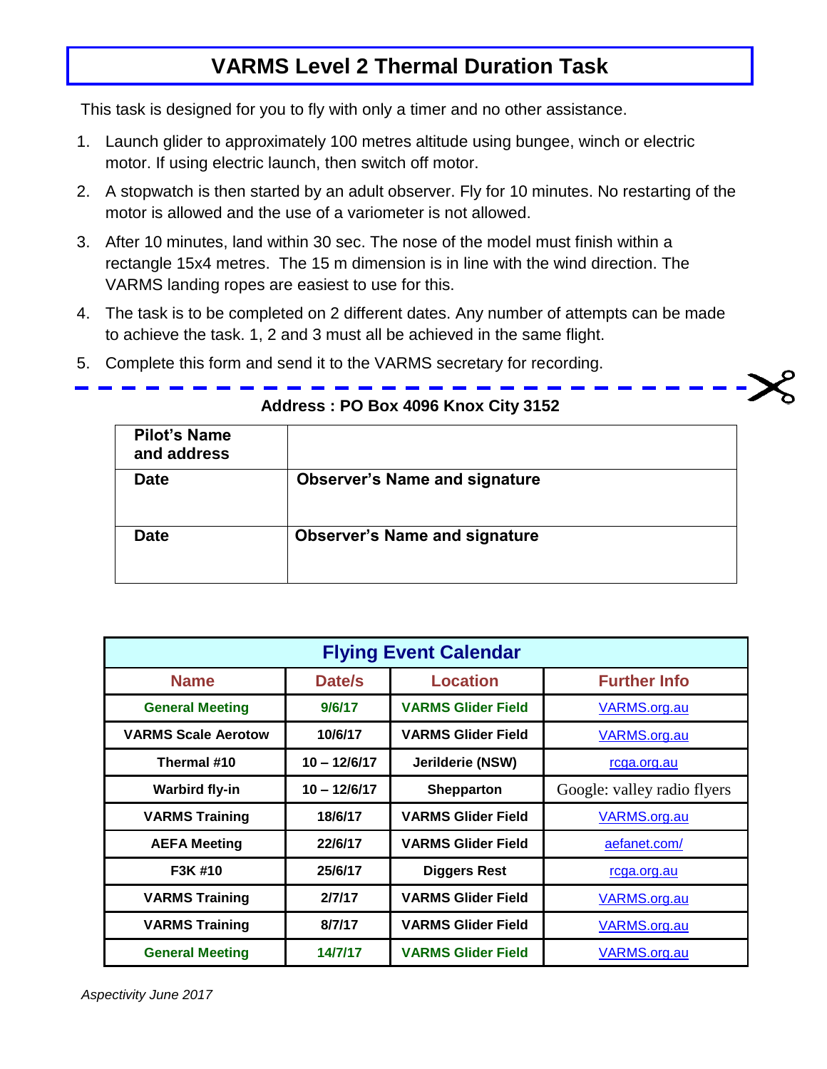# VARMS Level 2 Thermal Duration Task

This task is designed for you to fly with only a timer and no other assistance.

1. Launch glider to approximately 100 metres altitude using bungee, winch or electric motor. If using electric launch, then switch off motor.
2. A stopwatch is then started by an adult observer. Fly for 10 minutes. No restarting of the motor is allowed and the use of a variometer is not allowed.
3. After 10 minutes, land within 30 sec. The nose of the model must finish within a rectangle 15x4 metres. The 15 m dimension is in line with the wind direction. The VARMS landing ropes are easiest to use for this.
4. The task is to be completed on 2 different dates. Any number of attempts can be made to achieve the task. 1, 2 and 3 must all be achieved in the same flight.
5. Complete this form and send it to the VARMS secretary for recording.

**Address : PO Box 4096 Knox City 3152**

| **Pilot's Name and address** | |
|---|---|
| **Date** | **Observer's Name and signature** |
| **Date** | **Observer's Name and signature** |

| Flying Event Calendar | | | |
|---|---|---|---|
| **Name** | **Date/s** | **Location** | **Further Info** |
| **General Meeting** | **9/6/17** | **VARMS Glider Field** | VARMS.org.au |
| **VARMS Scale Aerotow** | **10/6/17** | **VARMS Glider Field** | VARMS.org.au |
| **Thermal #10** | **10 – 12/6/17** | **Jerilderie (NSW)** | rcga.org.au |
| **Warbird fly-in** | **10 – 12/6/17** | **Shepparton** | Google: valley radio flyers |
| **VARMS Training** | **18/6/17** | **VARMS Glider Field** | VARMS.org.au |
| **AEFA Meeting** | **22/6/17** | **VARMS Glider Field** | aefanet.com/ |
| **F3K #10** | **25/6/17** | **Diggers Rest** | rcga.org.au |
| **VARMS Training** | **2/7/17** | **VARMS Glider Field** | VARMS.org.au |
| **VARMS Training** | **8/7/17** | **VARMS Glider Field** | VARMS.org.au |
| **General Meeting** | **14/7/17** | **VARMS Glider Field** | VARMS.org.au |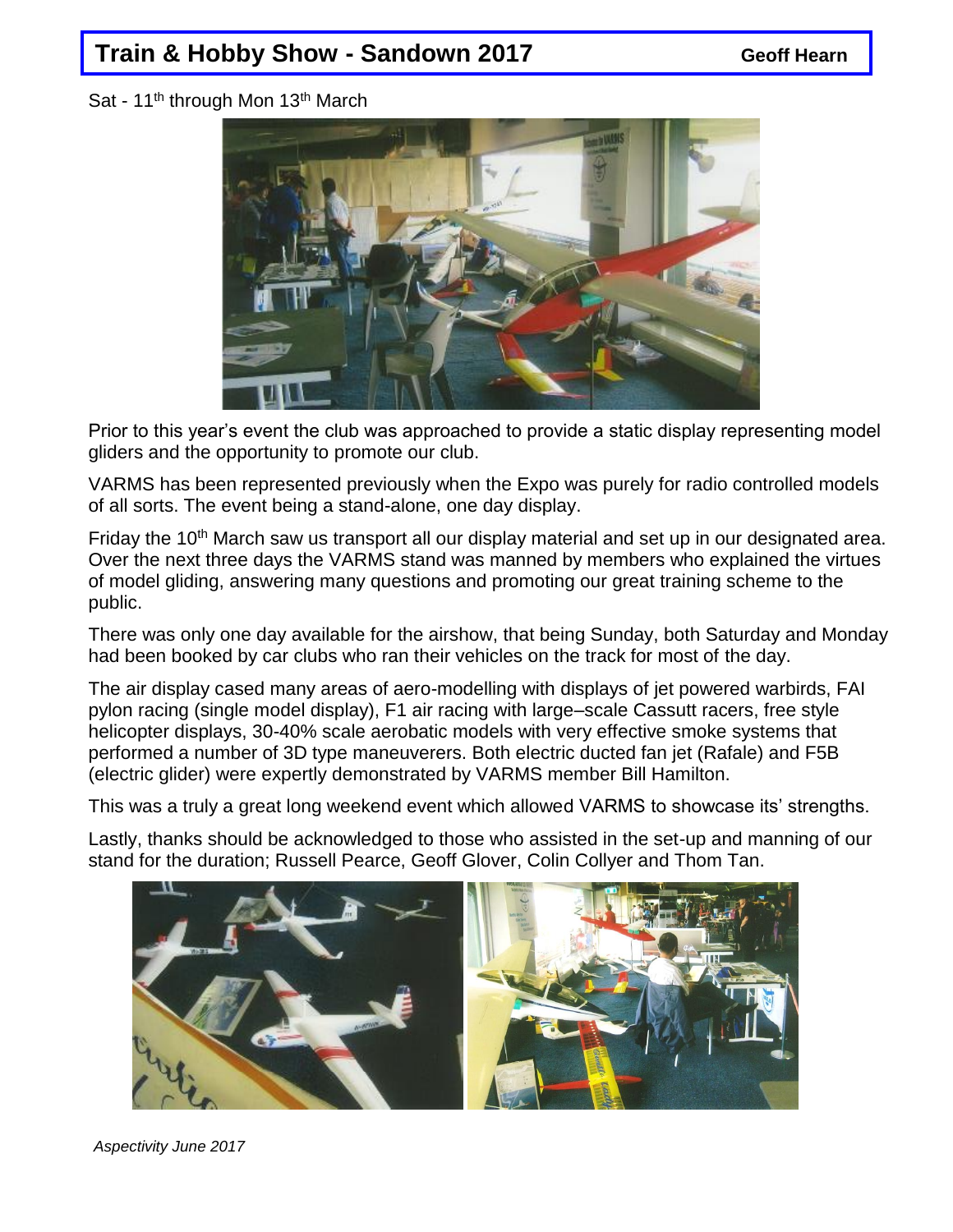# Train & Hobby Show - Sandown 2017

**Geoff Hearn**

Sat - 11th through Mon 13th March

Prior to this year's event the club was approached to provide a static display representing model gliders and the opportunity to promote our club.

VARMS has been represented previously when the Expo was purely for radio controlled models of all sorts. The event being a stand-alone, one day display.

Friday the 10th March saw us transport all our display material and set up in our designated area. Over the next three days the VARMS stand was manned by members who explained the virtues of model gliding, answering many questions and promoting our great training scheme to the public.

There was only one day available for the airshow, that being Sunday, both Saturday and Monday had been booked by car clubs who ran their vehicles on the track for most of the day.

The air display cased many areas of aero-modelling with displays of jet powered warbirds, FAI pylon racing (single model display), F1 air racing with large–scale Cassutt racers, free style helicopter displays, 30-40% scale aerobatic models with very effective smoke systems that performed a number of 3D type maneuverers. Both electric ducted fan jet (Rafale) and F5B (electric glider) were expertly demonstrated by VARMS member Bill Hamilton.

This was a truly a great long weekend event which allowed VARMS to showcase its' strengths.

Lastly, thanks should be acknowledged to those who assisted in the set-up and manning of our stand for the duration; Russell Pearce, Geoff Glover, Colin Collyer and Thom Tan.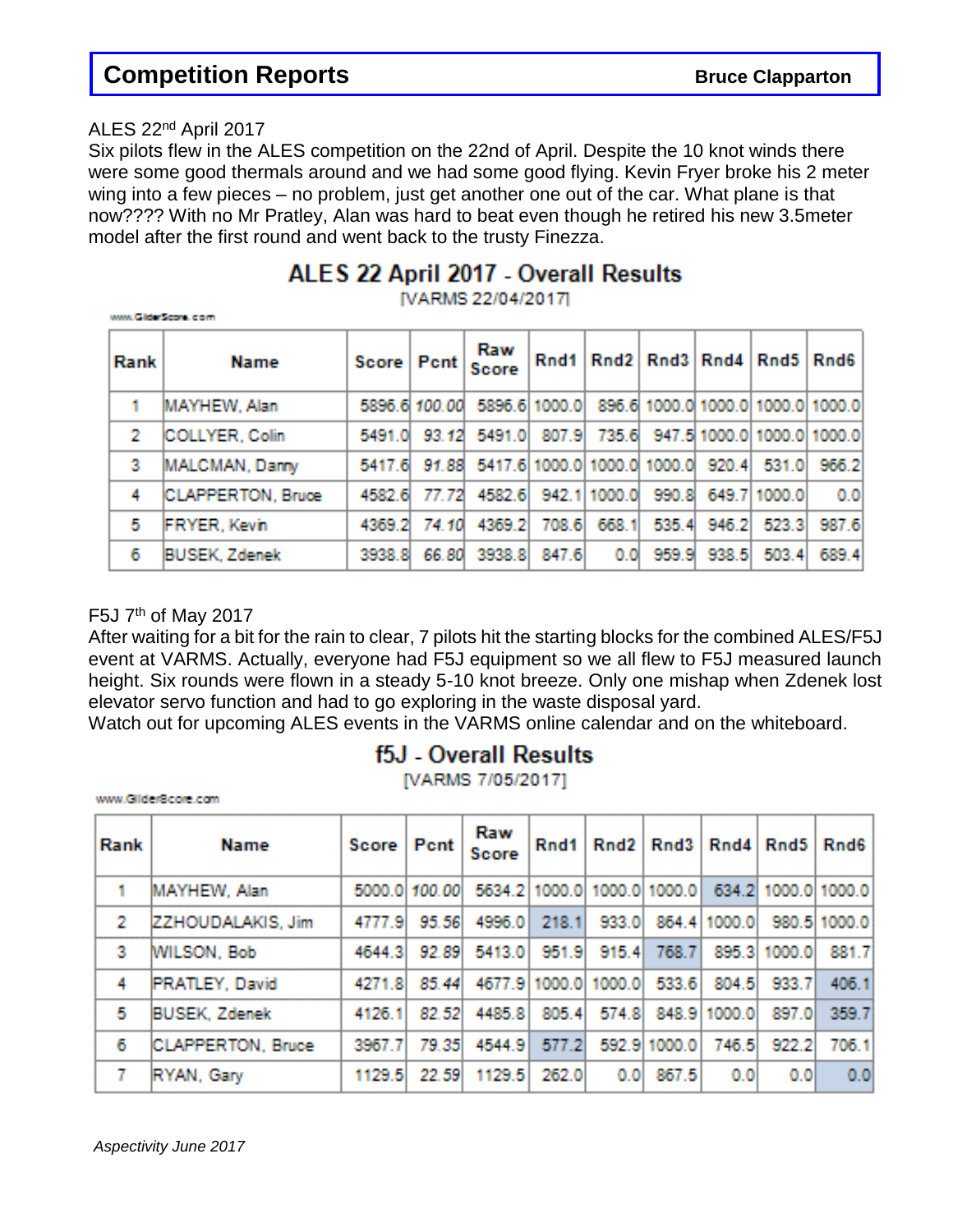# Competition Reports

**Bruce Clapparton**

ALES 22nd April 2017

Six pilots flew in the ALES competition on the 22nd of April. Despite the 10 knot winds there were some good thermals around and we had some good flying. Kevin Fryer broke his 2 meter wing into a few pieces – no problem, just get another one out of the car. What plane is that now???? With no Mr Pratley, Alan was hard to beat even though he retired his new 3.5meter model after the first round and went back to the trusty Finezza.

## ALES 22 April 2017 - Overall Results

[VARMS 22/04/2017]

www.GliderScore.com

| Rank | Name | Score | Pcnt | Raw Score | Rnd1 | Rnd2 | Rnd3 | Rnd4 | Rnd5 | Rnd6 |
|---|---|---|---|---|---|---|---|---|---|---|
| 1 | MAYHEW, Alan | 5896.6 | *100.00* | 5896.6 | 1000.0 | 896.6 | 1000.0 | 1000.0 | 1000.0 | 1000.0 |
| 2 | COLLYER, Colin | 5491.0 | *93.12* | 5491.0 | 807.9 | 735.6 | 947.5 | 1000.0 | 1000.0 | 1000.0 |
| 3 | MALCMAN, Danny | 5417.6 | *91.88* | 5417.6 | 1000.0 | 1000.0 | 1000.0 | 920.4 | 531.0 | 966.2 |
| 4 | CLAPPERTON, Bruce | 4582.6 | *77.72* | 4582.6 | 942.1 | 1000.0 | 990.8 | 649.7 | 1000.0 | 0.0 |
| 5 | FRYER, Kevin | 4369.2 | *74.10* | 4369.2 | 708.6 | 668.1 | 535.4 | 946.2 | 523.3 | 987.6 |
| 6 | BUSEK, Zdenek | 3938.8 | *66.80* | 3938.8 | 847.6 | 0.0 | 959.9 | 938.5 | 503.4 | 689.4 |

F5J 7th of May 2017

After waiting for a bit for the rain to clear, 7 pilots hit the starting blocks for the combined ALES/F5J event at VARMS. Actually, everyone had F5J equipment so we all flew to F5J measured launch height. Six rounds were flown in a steady 5-10 knot breeze. Only one mishap when Zdenek lost elevator servo function and had to go exploring in the waste disposal yard.

Watch out for upcoming ALES events in the VARMS online calendar and on the whiteboard.

## f5J - Overall Results

[VARMS 7/05/2017]

www.GliderScore.com

| Rank | Name | Score | Pcnt | Raw Score | Rnd1 | Rnd2 | Rnd3 | Rnd4 | Rnd5 | Rnd6 |
|---|---|---|---|---|---|---|---|---|---|---|
| 1 | MAYHEW, Alan | 5000.0 | *100.00* | 5634.2 | 1000.0 | 1000.0 | 1000.0 | 634.2 | 1000.0 | 1000.0 |
| 2 | ZZHOUDALAKIS, Jim | 4777.9 | *95.56* | 4996.0 | 218.1 | 933.0 | 864.4 | 1000.0 | 980.5 | 1000.0 |
| 3 | WILSON, Bob | 4644.3 | *92.89* | 5413.0 | 951.9 | 915.4 | 768.7 | 895.3 | 1000.0 | 881.7 |
| 4 | PRATLEY, David | 4271.8 | *85.44* | 4677.9 | 1000.0 | 1000.0 | 533.6 | 804.5 | 933.7 | 406.1 |
| 5 | BUSEK, Zdenek | 4126.1 | *82.52* | 4485.8 | 805.4 | 574.8 | 848.9 | 1000.0 | 897.0 | 359.7 |
| 6 | CLAPPERTON, Bruce | 3967.7 | *79.35* | 4544.9 | 577.2 | 592.9 | 1000.0 | 746.5 | 922.2 | 706.1 |
| 7 | RYAN, Gary | 1129.5 | *22.59* | 1129.5 | 262.0 | 0.0 | 867.5 | 0.0 | 0.0 | 0.0 |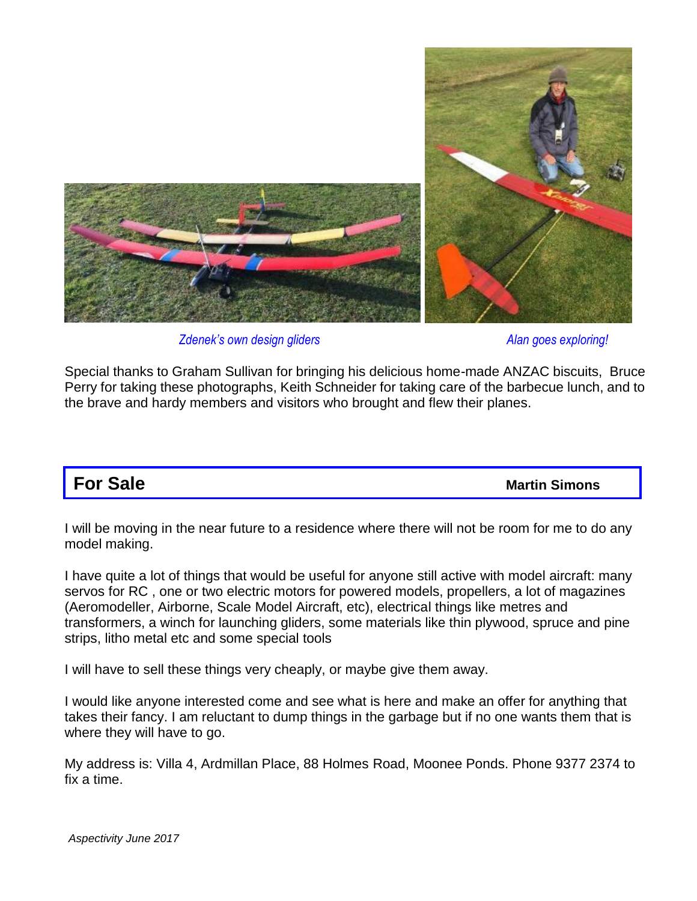*Zdenek's own design gliders*

*Alan goes exploring!*

Special thanks to Graham Sullivan for bringing his delicious home-made ANZAC biscuits, Bruce Perry for taking these photographs, Keith Schneider for taking care of the barbecue lunch, and to the brave and hardy members and visitors who brought and flew their planes.

## For Sale

**Martin Simons**

I will be moving in the near future to a residence where there will not be room for me to do any model making.

I have quite a lot of things that would be useful for anyone still active with model aircraft: many servos for RC , one or two electric motors for powered models, propellers, a lot of magazines (Aeromodeller, Airborne, Scale Model Aircraft, etc), electrical things like metres and transformers, a winch for launching gliders, some materials like thin plywood, spruce and pine strips, litho metal etc and some special tools

I will have to sell these things very cheaply, or maybe give them away.

I would like anyone interested come and see what is here and make an offer for anything that takes their fancy. I am reluctant to dump things in the garbage but if no one wants them that is where they will have to go.

My address is: Villa 4, Ardmillan Place, 88 Holmes Road, Moonee Ponds. Phone 9377 2374 to fix a time.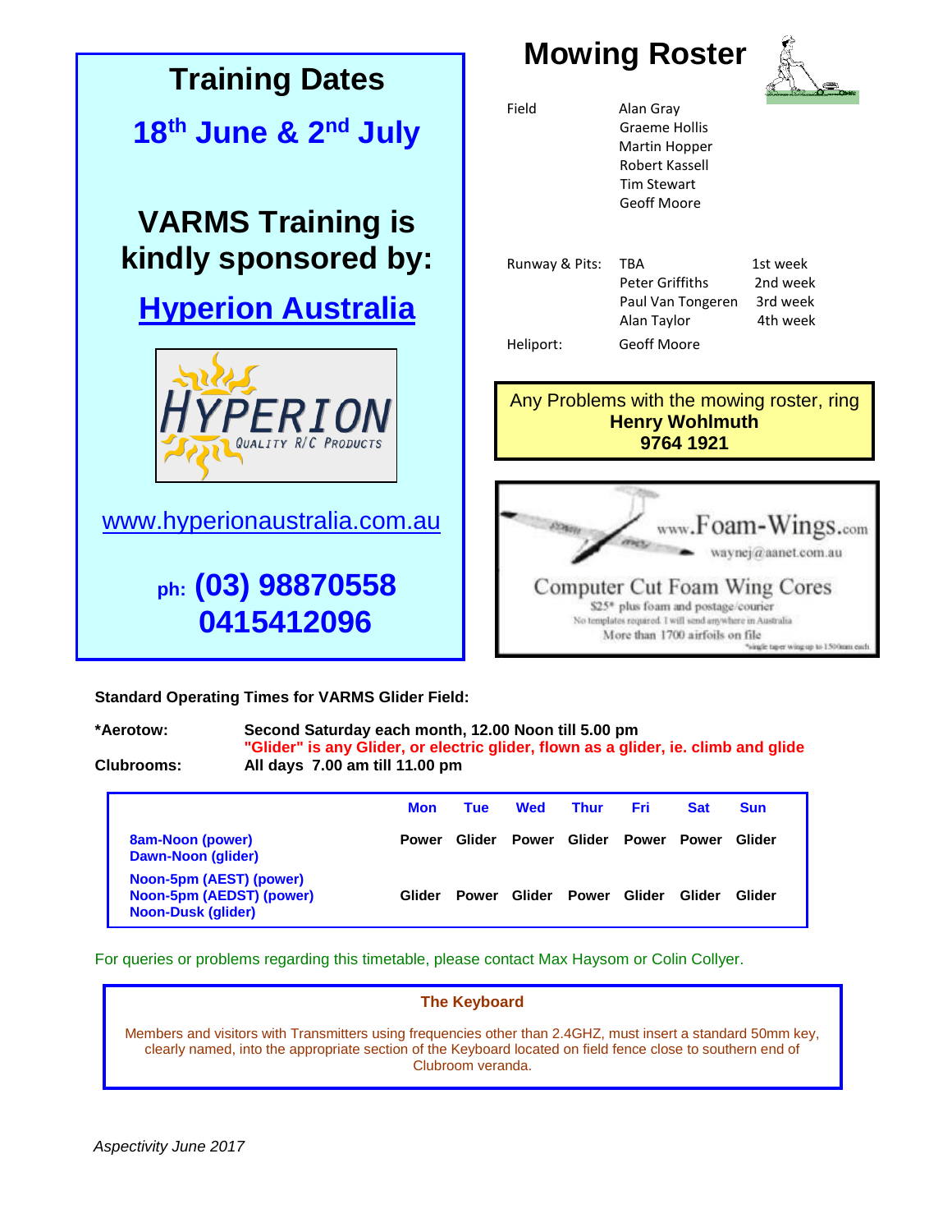## Training Dates

**18th June & 2nd July**

## VARMS Training is kindly sponsored by:

**Hyperion Australia**

HYPERION Quality R/C Products

www.hyperionaustralia.com.au

**ph: (03) 98870558 0415412096**

## Mowing Roster

| | | |
|---|---|---|
| Field | Alan Gray | |
| | Graeme Hollis | |
| | Martin Hopper | |
| | Robert Kassell | |
| | Tim Stewart | |
| | Geoff Moore | |
| Runway & Pits: | TBA | 1st week |
| | Peter Griffiths | 2nd week |
| | Paul Van Tongeren | 3rd week |
| | Alan Taylor | 4th week |
| Heliport: | Geoff Moore | |

Any Problems with the mowing roster, ring **Henry Wohlmuth 9764 1921**

www.Foam-Wings.com
waynej@aanet.com.au
Computer Cut Foam Wing Cores
$25* plus foam and postage/courier
No templates required. I will send anywhere in Australia
More than 1700 airfoils on file
*single taper wing up to 1500mm each

**Standard Operating Times for VARMS Glider Field:**

**\*Aerotow:** **Second Saturday each month, 12.00 Noon till 5.00 pm**
**"Glider" is any Glider, or electric glider, flown as a glider, ie. climb and glide**

**Clubrooms:** **All days 7.00 am till 11.00 pm**

| | Mon | Tue | Wed | Thur | Fri | Sat | Sun |
|---|---|---|---|---|---|---|---|
| **8am-Noon (power)**<br>**Dawn-Noon (glider)** | Power | Glider | Power | Glider | Power | Power | Glider |
| **Noon-5pm (AEST) (power)**<br>**Noon-5pm (AEDST) (power)**<br>**Noon-Dusk (glider)** | Glider | Power | Glider | Power | Glider | Glider | Glider |

For queries or problems regarding this timetable, please contact Max Haysom or Colin Collyer.

### The Keyboard

Members and visitors with Transmitters using frequencies other than 2.4GHZ, must insert a standard 50mm key, clearly named, into the appropriate section of the Keyboard located on field fence close to southern end of Clubroom veranda.

*Aspectivity June 2017*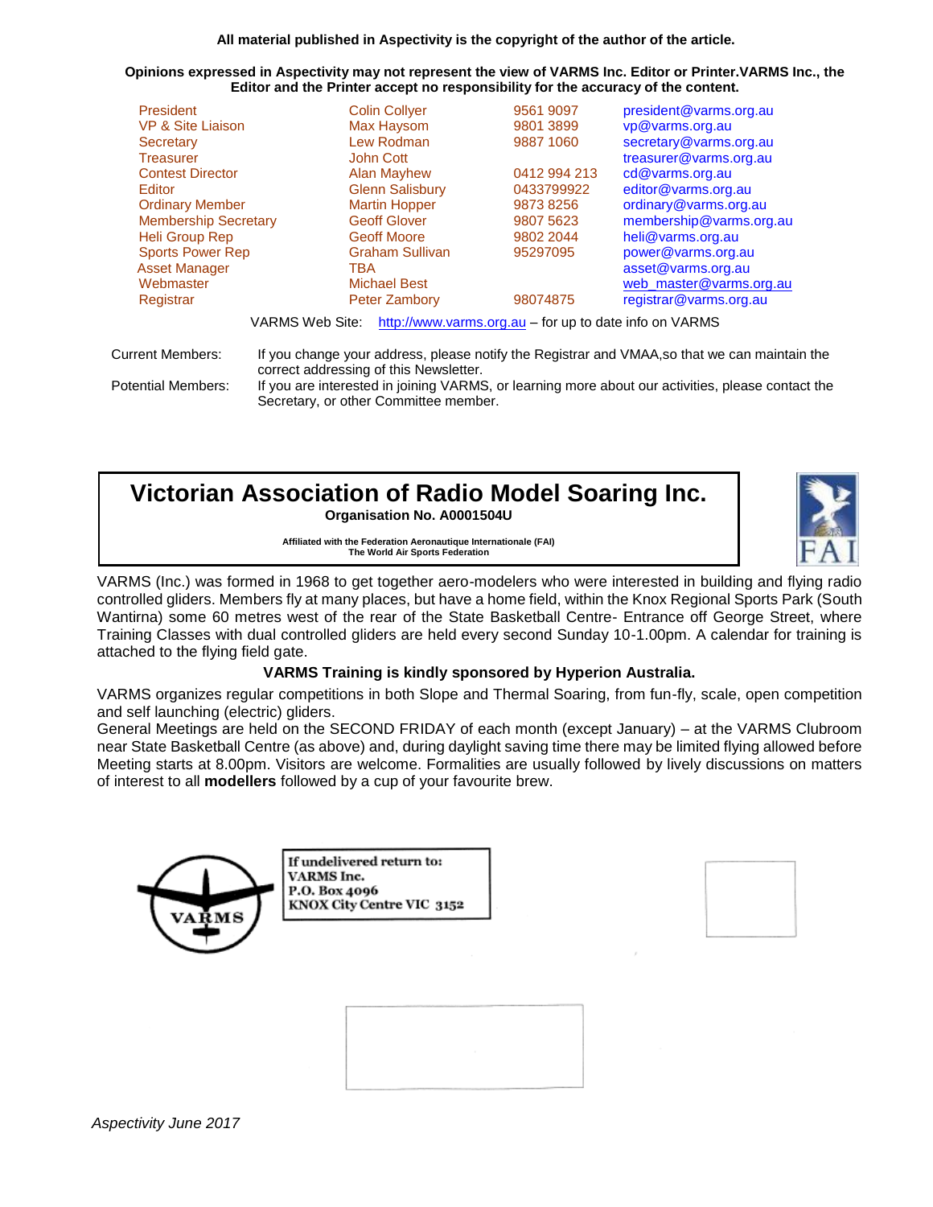**All material published in Aspectivity is the copyright of the author of the article.**

**Opinions expressed in Aspectivity may not represent the view of VARMS Inc. Editor or Printer.VARMS Inc., the Editor and the Printer accept no responsibility for the accuracy of the content.**

| | | | |
|---|---|---|---|
| President | Colin Collyer | 9561 9097 | president@varms.org.au |
| VP & Site Liaison | Max Haysom | 9801 3899 | vp@varms.org.au |
| Secretary | Lew Rodman | 9887 1060 | secretary@varms.org.au |
| Treasurer | John Cott | | treasurer@varms.org.au |
| Contest Director | Alan Mayhew | 0412 994 213 | cd@varms.org.au |
| Editor | Glenn Salisbury | 0433799922 | editor@varms.org.au |
| Ordinary Member | Martin Hopper | 9873 8256 | ordinary@varms.org.au |
| Membership Secretary | Geoff Glover | 9807 5623 | membership@varms.org.au |
| Heli Group Rep | Geoff Moore | 9802 2044 | heli@varms.org.au |
| Sports Power Rep | Graham Sullivan | 95297095 | power@varms.org.au |
| Asset Manager | TBA | | asset@varms.org.au |
| Webmaster | Michael Best | | web_master@varms.org.au |
| Registrar | Peter Zambory | 98074875 | registrar@varms.org.au |

VARMS Web Site: http://www.varms.org.au – for up to date info on VARMS

Current Members: If you change your address, please notify the Registrar and VMAA,so that we can maintain the correct addressing of this Newsletter.

Potential Members: If you are interested in joining VARMS, or learning more about our activities, please contact the Secretary, or other Committee member.

# Victorian Association of Radio Model Soaring Inc.

**Organisation No. A0001504U**

**Affiliated with the Federation Aeronautique Internationale (FAI)**
**The World Air Sports Federation**

FAI

VARMS (Inc.) was formed in 1968 to get together aero-modelers who were interested in building and flying radio controlled gliders. Members fly at many places, but have a home field, within the Knox Regional Sports Park (South Wantirna) some 60 metres west of the rear of the State Basketball Centre- Entrance off George Street, where Training Classes with dual controlled gliders are held every second Sunday 10-1.00pm. A calendar for training is attached to the flying field gate.

**VARMS Training is kindly sponsored by Hyperion Australia.**

VARMS organizes regular competitions in both Slope and Thermal Soaring, from fun-fly, scale, open competition and self launching (electric) gliders.

General Meetings are held on the SECOND FRIDAY of each month (except January) – at the VARMS Clubroom near State Basketball Centre (as above) and, during daylight saving time there may be limited flying allowed before Meeting starts at 8.00pm. Visitors are welcome. Formalities are usually followed by lively discussions on matters of interest to all **modellers** followed by a cup of your favourite brew.

VARMS

**If undelivered return to:**
**VARMS Inc.**
**P.O. Box 4096**
**KNOX City Centre VIC 3152**

*Aspectivity June 2017*